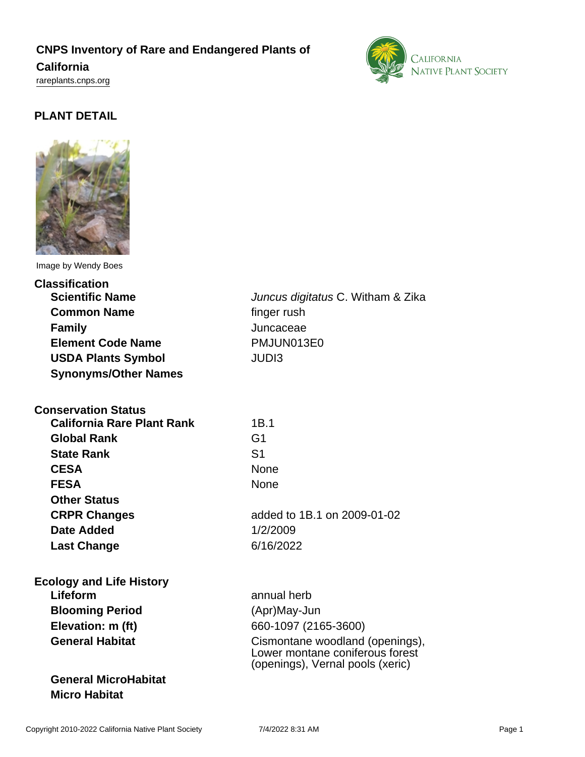# CNPS Inventory of Rare and Endangered Plants of California

rareplants.cnps.org

## PLANT DETAIL

Image by Wendy Boes

### Classification

| | |
|---|---|
| **Scientific Name** | *Juncus digitatus* C. Witham & Zika |
| **Common Name** | finger rush |
| **Family** | Juncaceae |
| **Element Code Name** | PMJUN013E0 |
| **USDA Plants Symbol** | JUDI3 |
| **Synonyms/Other Names** | |

### Conservation Status

| | |
|---|---|
| **California Rare Plant Rank** | 1B.1 |
| **Global Rank** | G1 |
| **State Rank** | S1 |
| **CESA** | None |
| **FESA** | None |
| **Other Status** | |
| **CRPR Changes** | added to 1B.1 on 2009-01-02 |
| **Date Added** | 1/2/2009 |
| **Last Change** | 6/16/2022 |

### Ecology and Life History

| | |
|---|---|
| **Lifeform** | annual herb |
| **Blooming Period** | (Apr)May-Jun |
| **Elevation: m (ft)** | 660-1097 (2165-3600) |
| **General Habitat** | Cismontane woodland (openings), Lower montane coniferous forest (openings), Vernal pools (xeric) |
| **General MicroHabitat** | |
| **Micro Habitat** | |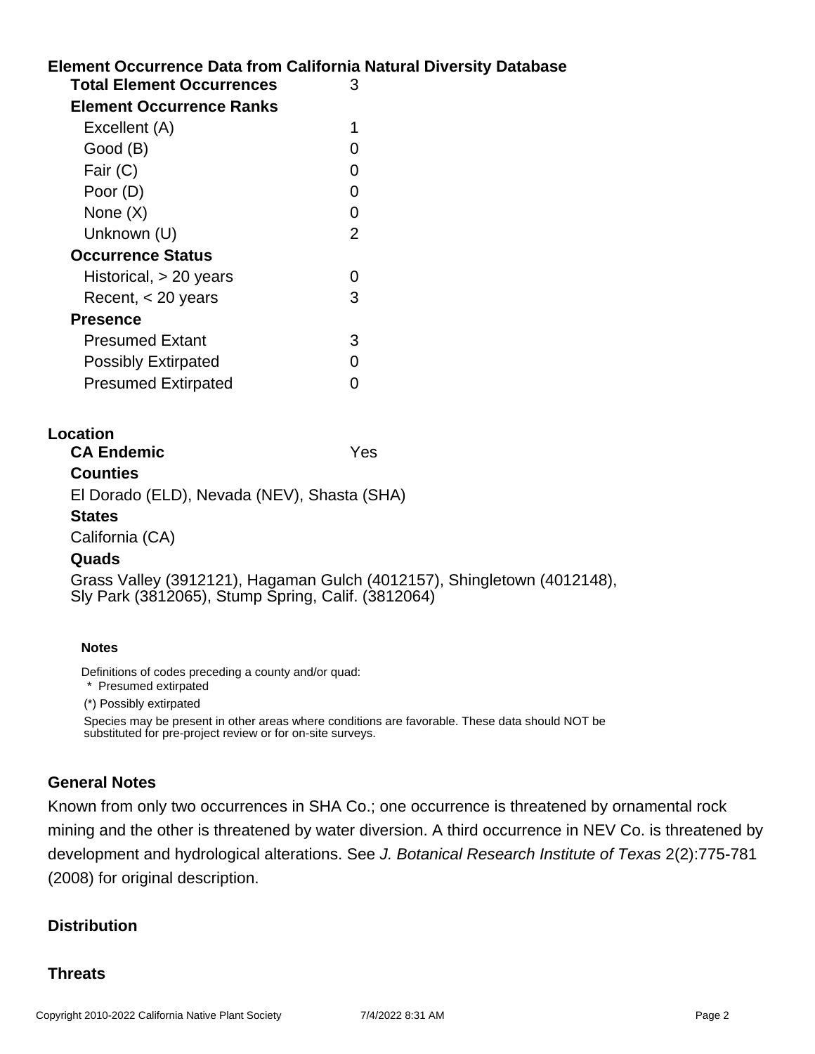## Element Occurrence Data from California Natural Diversity Database

| | |
|---|---|
| **Total Element Occurrences** | 3 |
| **Element Occurrence Ranks** | |
| Excellent (A) | 1 |
| Good (B) | 0 |
| Fair (C) | 0 |
| Poor (D) | 0 |
| None (X) | 0 |
| Unknown (U) | 2 |
| **Occurrence Status** | |
| Historical, > 20 years | 0 |
| Recent, < 20 years | 3 |
| **Presence** | |
| Presumed Extant | 3 |
| Possibly Extirpated | 0 |
| Presumed Extirpated | 0 |

## Location

**CA Endemic** Yes

**Counties**

El Dorado (ELD), Nevada (NEV), Shasta (SHA)

**States**

California (CA)

**Quads**

Grass Valley (3912121), Hagaman Gulch (4012157), Shingletown (4012148), Sly Park (3812065), Stump Spring, Calif. (3812064)

**Notes**

Definitions of codes preceding a county and/or quad:

* Presumed extirpated

(*) Possibly extirpated

Species may be present in other areas where conditions are favorable. These data should NOT be substituted for pre-project review or for on-site surveys.

## General Notes

Known from only two occurrences in SHA Co.; one occurrence is threatened by ornamental rock mining and the other is threatened by water diversion. A third occurrence in NEV Co. is threatened by development and hydrological alterations. See *J. Botanical Research Institute of Texas* 2(2):775-781 (2008) for original description.

## Distribution

## Threats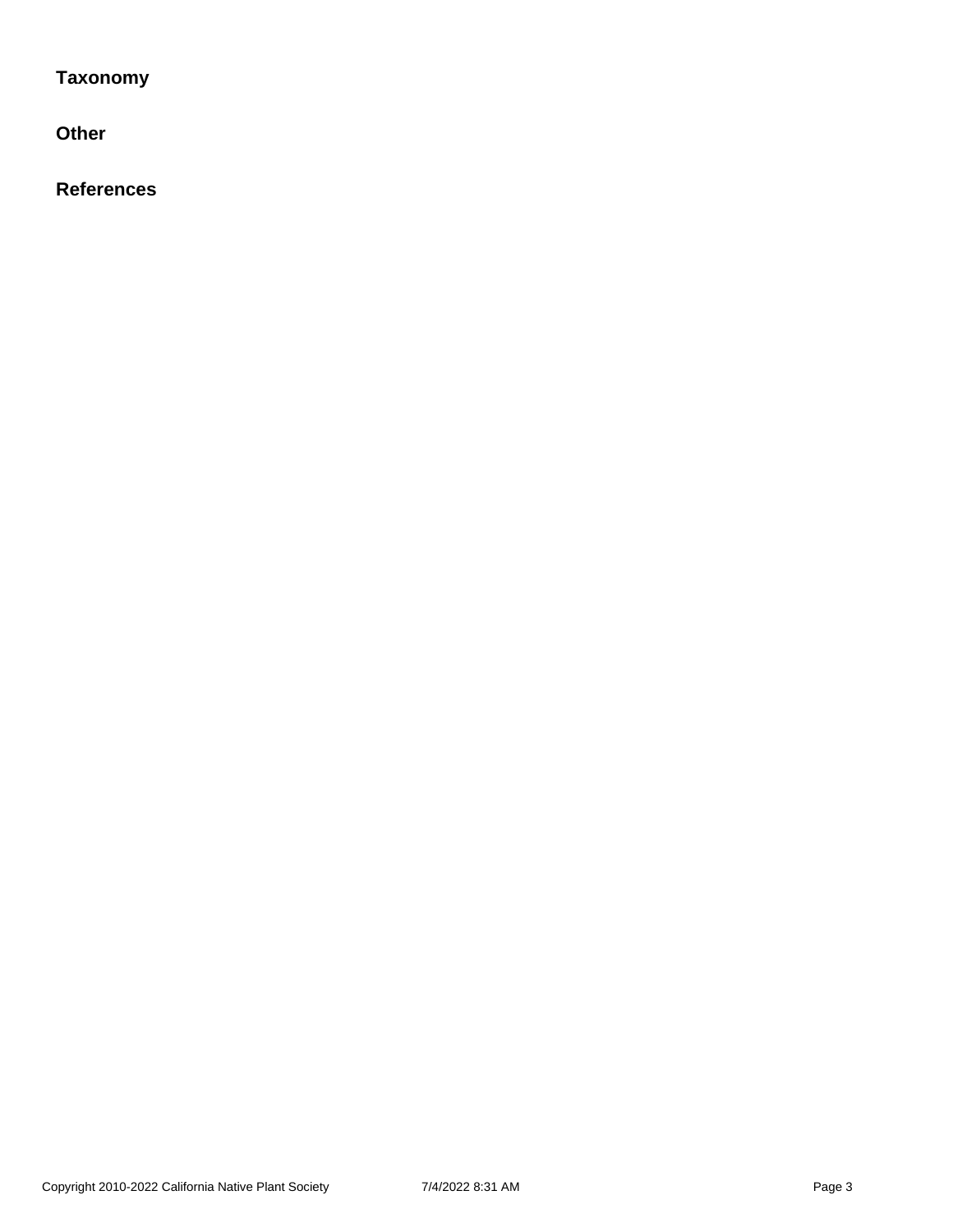## Taxonomy

## Other

## References